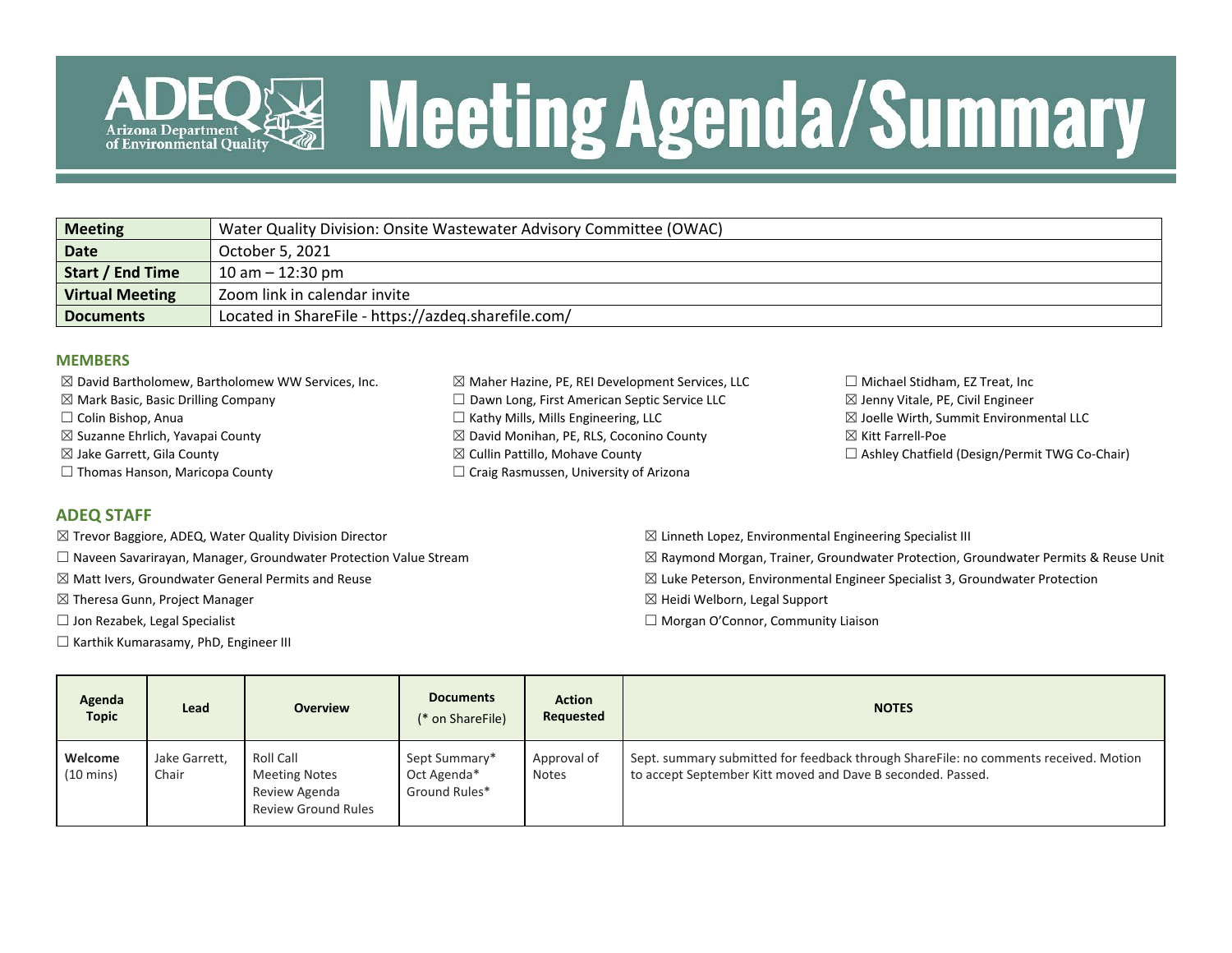# ADEQ Arizona Department of Environmental Quality — Meeting Agenda/Summary

| Meeting | Water Quality Division: Onsite Wastewater Advisory Committee (OWAC) |
|---|---|
| Date | October 5, 2021 |
| Start / End Time | 10 am – 12:30 pm |
| Virtual Meeting | Zoom link in calendar invite |
| Documents | Located in ShareFile - https://azdeq.sharefile.com/ |

## MEMBERS

- ☒ David Bartholomew, Bartholomew WW Services, Inc.
- ☒ Mark Basic, Basic Drilling Company
- ☐ Colin Bishop, Anua
- ☒ Suzanne Ehrlich, Yavapai County
- ☒ Jake Garrett, Gila County
- ☐ Thomas Hanson, Maricopa County
- ☒ Maher Hazine, PE, REI Development Services, LLC
- ☐ Dawn Long, First American Septic Service LLC
- ☐ Kathy Mills, Mills Engineering, LLC
- ☒ David Monihan, PE, RLS, Coconino County
- ☒ Cullin Pattillo, Mohave County
- ☐ Craig Rasmussen, University of Arizona
- ☐ Michael Stidham, EZ Treat, Inc
- ☒ Jenny Vitale, PE, Civil Engineer
- ☒ Joelle Wirth, Summit Environmental LLC
- ☒ Kitt Farrell-Poe
- ☐ Ashley Chatfield (Design/Permit TWG Co-Chair)

## ADEQ STAFF

- ☒ Trevor Baggiore, ADEQ, Water Quality Division Director
- ☐ Naveen Savarirayan, Manager, Groundwater Protection Value Stream
- ☒ Matt Ivers, Groundwater General Permits and Reuse
- ☒ Theresa Gunn, Project Manager
- ☐ Jon Rezabek, Legal Specialist
- ☐ Karthik Kumarasamy, PhD, Engineer III
- ☒ Linneth Lopez, Environmental Engineering Specialist III
- ☒ Raymond Morgan, Trainer, Groundwater Protection, Groundwater Permits & Reuse Unit
- ☒ Luke Peterson, Environmental Engineer Specialist 3, Groundwater Protection
- ☒ Heidi Welborn, Legal Support
- ☐ Morgan O'Connor, Community Liaison

| Agenda Topic | Lead | Overview | Documents (* on ShareFile) | Action Requested | NOTES |
|---|---|---|---|---|---|
| Welcome (10 mins) | Jake Garrett, Chair | Roll Call<br>Meeting Notes<br>Review Agenda<br>Review Ground Rules | Sept Summary*<br>Oct Agenda*<br>Ground Rules* | Approval of Notes | Sept. summary submitted for feedback through ShareFile: no comments received. Motion to accept September Kitt moved and Dave B seconded. Passed. |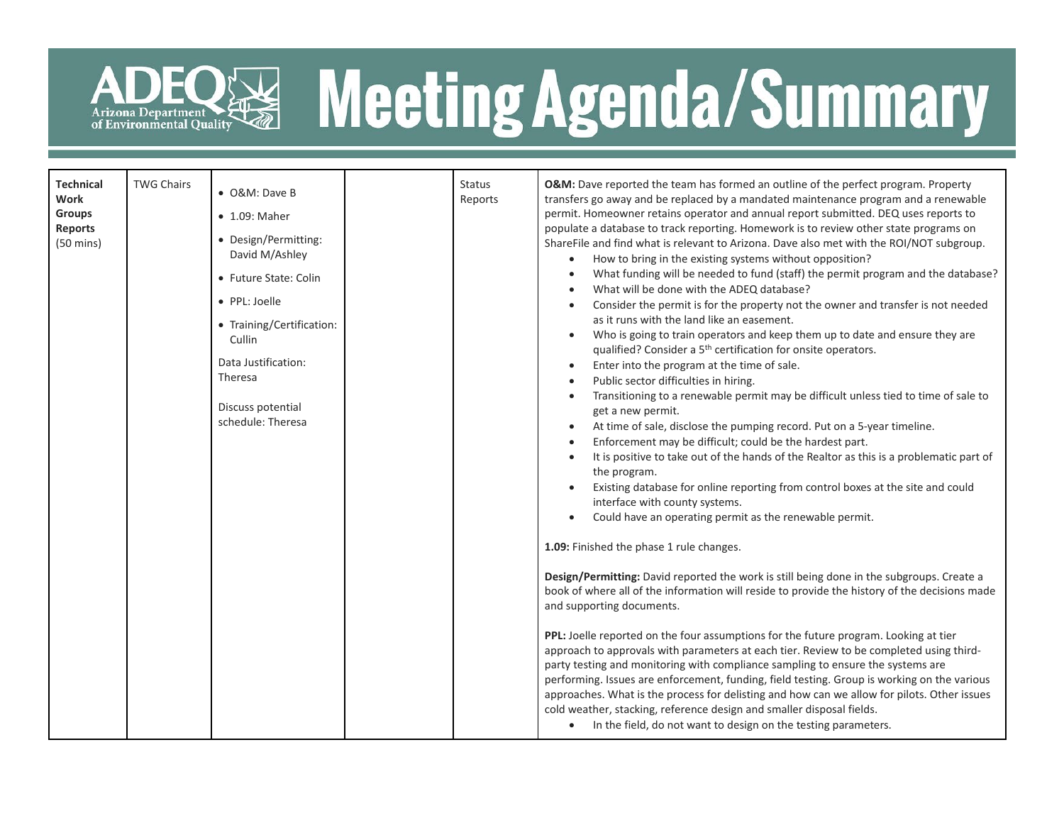# Meeting Agenda/Summary

| | | | | | |
|---|---|---|---|---|---|
| **Technical Work Groups Reports** (50 mins) | TWG Chairs | • O&M: Dave B<br>• 1.09: Maher<br>• Design/Permitting: David M/Ashley<br>• Future State: Colin<br>• PPL: Joelle<br>• Training/Certification: Cullin<br>Data Justification: Theresa<br><br>Discuss potential schedule: Theresa | | Status Reports | **O&M:** Dave reported the team has formed an outline of the perfect program. Property transfers go away and be replaced by a mandated maintenance program and a renewable permit. Homeowner retains operator and annual report submitted. DEQ uses reports to populate a database to track reporting. Homework is to review other state programs on ShareFile and find what is relevant to Arizona. Dave also met with the ROI/NOT subgroup.<br>• How to bring in the existing systems without opposition?<br>• What funding will be needed to fund (staff) the permit program and the database?<br>• What will be done with the ADEQ database?<br>• Consider the permit is for the property not the owner and transfer is not needed as it runs with the land like an easement.<br>• Who is going to train operators and keep them up to date and ensure they are qualified? Consider a 5th certification for onsite operators.<br>• Enter into the program at the time of sale.<br>• Public sector difficulties in hiring.<br>• Transitioning to a renewable permit may be difficult unless tied to time of sale to get a new permit.<br>• At time of sale, disclose the pumping record. Put on a 5-year timeline.<br>• Enforcement may be difficult; could be the hardest part.<br>• It is positive to take out of the hands of the Realtor as this is a problematic part of the program.<br>• Existing database for online reporting from control boxes at the site and could interface with county systems.<br>• Could have an operating permit as the renewable permit.<br><br>**1.09:** Finished the phase 1 rule changes.<br><br>**Design/Permitting:** David reported the work is still being done in the subgroups. Create a book of where all of the information will reside to provide the history of the decisions made and supporting documents.<br><br>**PPL:** Joelle reported on the four assumptions for the future program. Looking at tier approach to approvals with parameters at each tier. Review to be completed using third-party testing and monitoring with compliance sampling to ensure the systems are performing. Issues are enforcement, funding, field testing. Group is working on the various approaches. What is the process for delisting and how can we allow for pilots. Other issues cold weather, stacking, reference design and smaller disposal fields.<br>• In the field, do not want to design on the testing parameters. |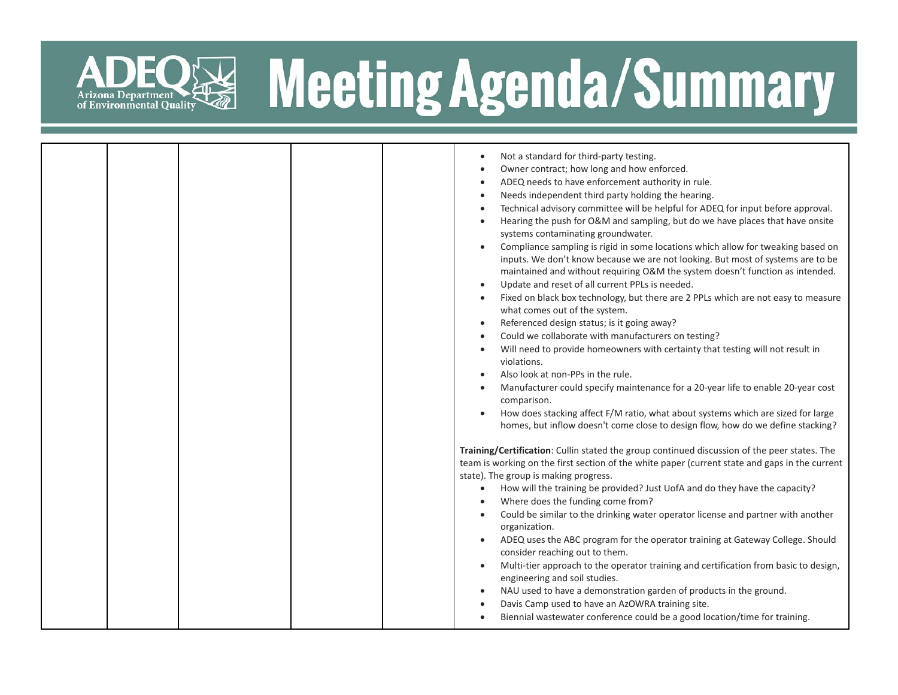| | | | | | |
|---|---|---|---|---|---|
| | | | | | • Not a standard for third-party testing.<br>• Owner contract; how long and how enforced.<br>• ADEQ needs to have enforcement authority in rule.<br>• Needs independent third party holding the hearing.<br>• Technical advisory committee will be helpful for ADEQ for input before approval.<br>• Hearing the push for O&M and sampling, but do we have places that have onsite systems contaminating groundwater.<br>• Compliance sampling is rigid in some locations which allow for tweaking based on inputs. We don't know because we are not looking. But most of systems are to be maintained and without requiring O&M the system doesn't function as intended.<br>• Update and reset of all current PPLs is needed.<br>• Fixed on black box technology, but there are 2 PPLs which are not easy to measure what comes out of the system.<br>• Referenced design status; is it going away?<br>• Could we collaborate with manufacturers on testing?<br>• Will need to provide homeowners with certainty that testing will not result in violations.<br>• Also look at non-PPs in the rule.<br>• Manufacturer could specify maintenance for a 20-year life to enable 20-year cost comparison.<br>• How does stacking affect F/M ratio, what about systems which are sized for large homes, but inflow doesn't come close to design flow, how do we define stacking?<br><br>**Training/Certification**: Cullin stated the group continued discussion of the peer states. The team is working on the first section of the white paper (current state and gaps in the current state). The group is making progress.<br>• How will the training be provided? Just UofA and do they have the capacity?<br>• Where does the funding come from?<br>• Could be similar to the drinking water operator license and partner with another organization.<br>• ADEQ uses the ABC program for the operator training at Gateway College. Should consider reaching out to them.<br>• Multi-tier approach to the operator training and certification from basic to design, engineering and soil studies.<br>• NAU used to have a demonstration garden of products in the ground.<br>• Davis Camp used to have an AzOWRA training site.<br>• Biennial wastewater conference could be a good location/time for training. |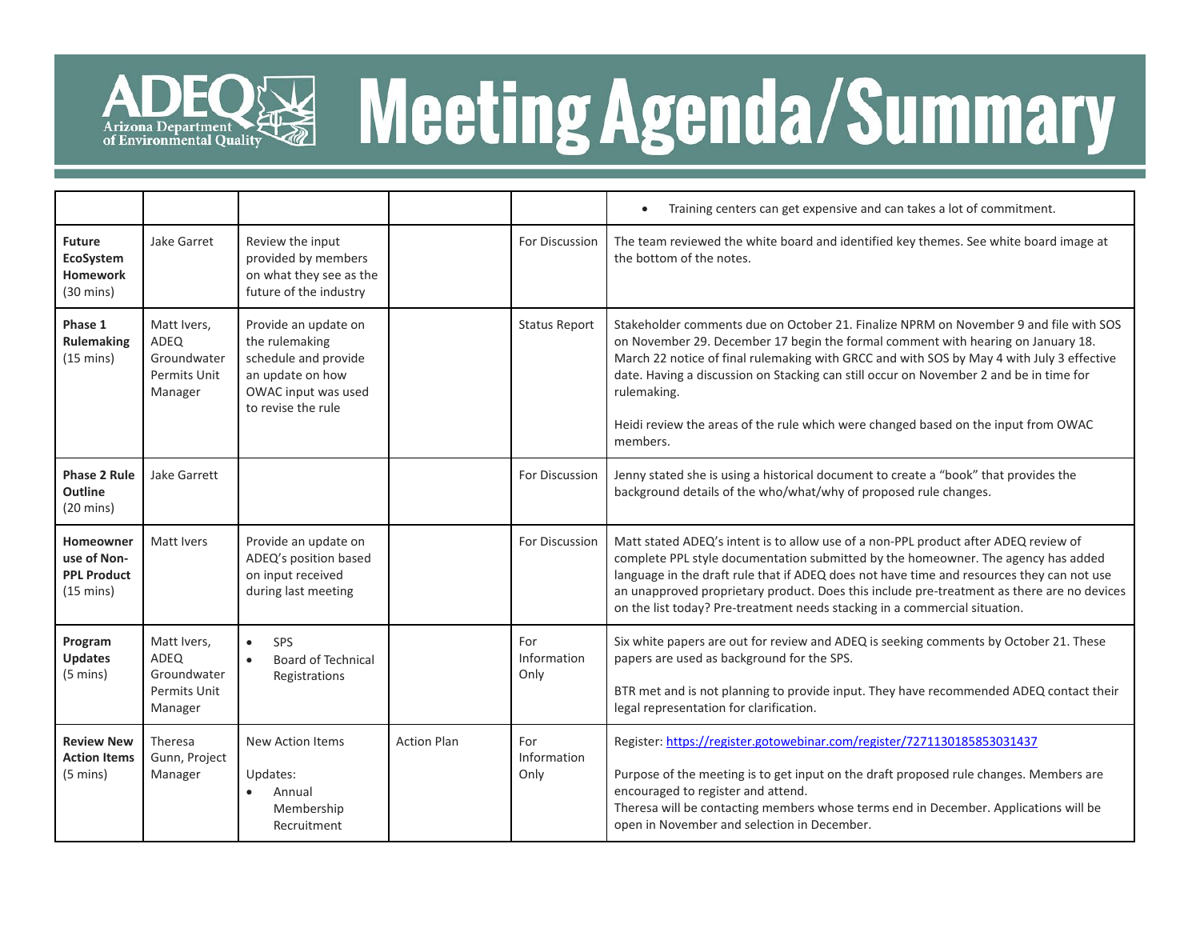# Meeting Agenda/Summary

| | | | | | |
|---|---|---|---|---|---|
| | | | | | • Training centers can get expensive and can takes a lot of commitment. |
| **Future EcoSystem Homework** (30 mins) | Jake Garret | Review the input provided by members on what they see as the future of the industry | | For Discussion | The team reviewed the white board and identified key themes. See white board image at the bottom of the notes. |
| **Phase 1 Rulemaking** (15 mins) | Matt Ivers, ADEQ Groundwater Permits Unit Manager | Provide an update on the rulemaking schedule and provide an update on how OWAC input was used to revise the rule | | Status Report | Stakeholder comments due on October 21. Finalize NPRM on November 9 and file with SOS on November 29. December 17 begin the formal comment with hearing on January 18. March 22 notice of final rulemaking with GRCC and with SOS by May 4 with July 3 effective date. Having a discussion on Stacking can still occur on November 2 and be in time for rulemaking.<br><br>Heidi review the areas of the rule which were changed based on the input from OWAC members. |
| **Phase 2 Rule Outline** (20 mins) | Jake Garrett | | | For Discussion | Jenny stated she is using a historical document to create a "book" that provides the background details of the who/what/why of proposed rule changes. |
| **Homeowner use of Non-PPL Product** (15 mins) | Matt Ivers | Provide an update on ADEQ's position based on input received during last meeting | | For Discussion | Matt stated ADEQ's intent is to allow use of a non-PPL product after ADEQ review of complete PPL style documentation submitted by the homeowner. The agency has added language in the draft rule that if ADEQ does not have time and resources they can not use an unapproved proprietary product. Does this include pre-treatment as there are no devices on the list today? Pre-treatment needs stacking in a commercial situation. |
| **Program Updates** (5 mins) | Matt Ivers, ADEQ Groundwater Permits Unit Manager | • SPS<br>• Board of Technical Registrations | | For Information Only | Six white papers are out for review and ADEQ is seeking comments by October 21. These papers are used as background for the SPS.<br><br>BTR met and is not planning to provide input. They have recommended ADEQ contact their legal representation for clarification. |
| **Review New Action Items** (5 mins) | Theresa Gunn, Project Manager | New Action Items<br><br>Updates:<br>• Annual Membership Recruitment | Action Plan | For Information Only | Register: https://register.gotowebinar.com/register/7271130185853031437<br><br>Purpose of the meeting is to get input on the draft proposed rule changes. Members are encouraged to register and attend.<br>Theresa will be contacting members whose terms end in December. Applications will be open in November and selection in December. |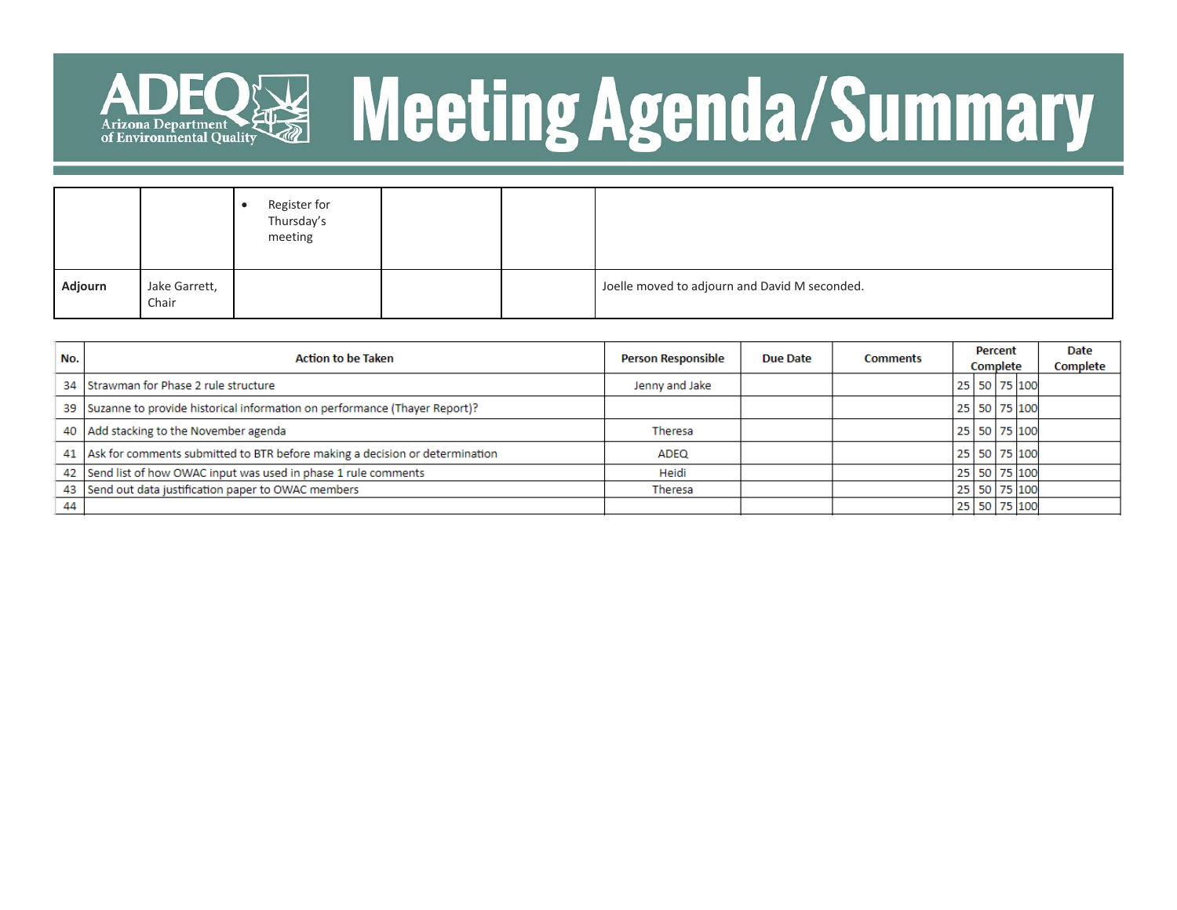# Meeting Agenda/Summary

| | | | | | |
|---|---|---|---|---|---|
| | | • Register for Thursday's meeting | | | |
| **Adjourn** | Jake Garrett, Chair | | | | Joelle moved to adjourn and David M seconded. |

| No. | Action to be Taken | Person Responsible | Due Date | Comments | Percent Complete | | | | Date Complete |
|---|---|---|---|---|---|---|---|---|---|
| 34 | Strawman for Phase 2 rule structure | Jenny and Jake | | | 25 | 50 | 75 | 100 | |
| 39 | Suzanne to provide historical information on performance (Thayer Report)? | | | | 25 | 50 | 75 | 100 | |
| 40 | Add stacking to the November agenda | Theresa | | | 25 | 50 | 75 | 100 | |
| 41 | Ask for comments submitted to BTR before making a decision or determination | ADEQ | | | 25 | 50 | 75 | 100 | |
| 42 | Send list of how OWAC input was used in phase 1 rule comments | Heidi | | | 25 | 50 | 75 | 100 | |
| 43 | Send out data justification paper to OWAC members | Theresa | | | 25 | 50 | 75 | 100 | |
| 44 | | | | | 25 | 50 | 75 | 100 | |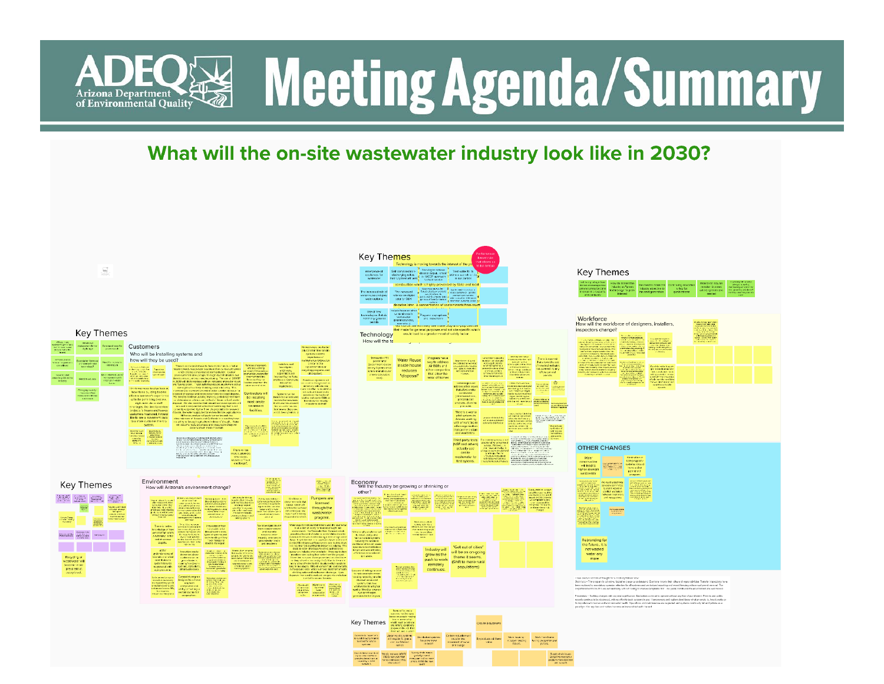# ADEQ Arizona Department of Environmental Quality — Meeting Agenda/Summary

## What will the on-site wastewater industry look like in 2030?

Key Themes

Technology is moving towards the interest of the public

Key Themes

Technology
How will the technology change?

Water Reuse inside house reduces "disposal"

Program has a way to address all RBBs and other companies that show the value of homes

There is a need to pilot systems in Arizona working with university and other organizations that can be used to understand the products.

Third party tools (NSF and others) actually use data to "wastewater" to test systems

Key Themes

Workforce
How will the workforce of designers, installers, inspectors change?

Key Themes

Customers
Who will be installing systems and how will they be used?

Contractors will be installing most onsite treatment facilities.

OTHER CHANGES

Water conservation will lead to higher strength wastewater

Rebranding for the future... it is not wasted water any more

Key Themes

Environment
How will Arizona's environment change?

Pumpers are licensed through the wastewater program.

Recycling of wastewater will become more prevalent at county level.

Economy
Will the industry be growing or shrinking or other?

Industry will grow as the push to work remotely continues.

"Get out of cities" will be an ongoing theme it seems. (Shift to more rural populations)

Key Themes